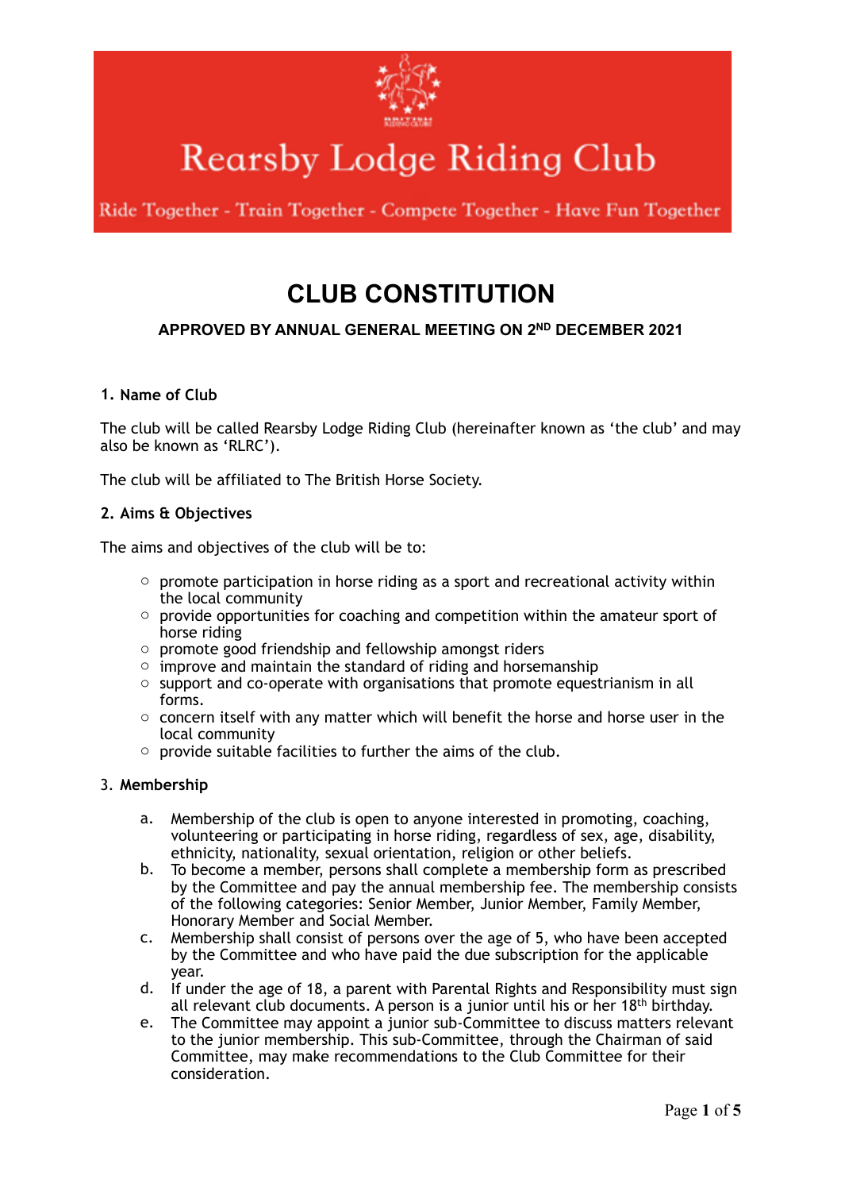# Rearsby Lodge Riding Club

Ride Together - Train Together - Compete Together - Have Fun Together

# CLUB CONSTITUTION

**APPROVED BY ANNUAL GENERAL MEETING ON 2ND DECEMBER 2021**

## 1. Name of Club

The club will be called Rearsby Lodge Riding Club (hereinafter known as 'the club' and may also be known as 'RLRC').

The club will be affiliated to The British Horse Society.

## 2. Aims & Objectives

The aims and objectives of the club will be to:

- promote participation in horse riding as a sport and recreational activity within the local community
- provide opportunities for coaching and competition within the amateur sport of horse riding
- promote good friendship and fellowship amongst riders
- improve and maintain the standard of riding and horsemanship
- support and co-operate with organisations that promote equestrianism in all forms.
- concern itself with any matter which will benefit the horse and horse user in the local community
- provide suitable facilities to further the aims of the club.

## 3. Membership

a. Membership of the club is open to anyone interested in promoting, coaching, volunteering or participating in horse riding, regardless of sex, age, disability, ethnicity, nationality, sexual orientation, religion or other beliefs.

b. To become a member, persons shall complete a membership form as prescribed by the Committee and pay the annual membership fee. The membership consists of the following categories: Senior Member, Junior Member, Family Member, Honorary Member and Social Member.

c. Membership shall consist of persons over the age of 5, who have been accepted by the Committee and who have paid the due subscription for the applicable year.

d. If under the age of 18, a parent with Parental Rights and Responsibility must sign all relevant club documents. A person is a junior until his or her 18th birthday.

e. The Committee may appoint a junior sub-Committee to discuss matters relevant to the junior membership. This sub-Committee, through the Chairman of said Committee, may make recommendations to the Club Committee for their consideration.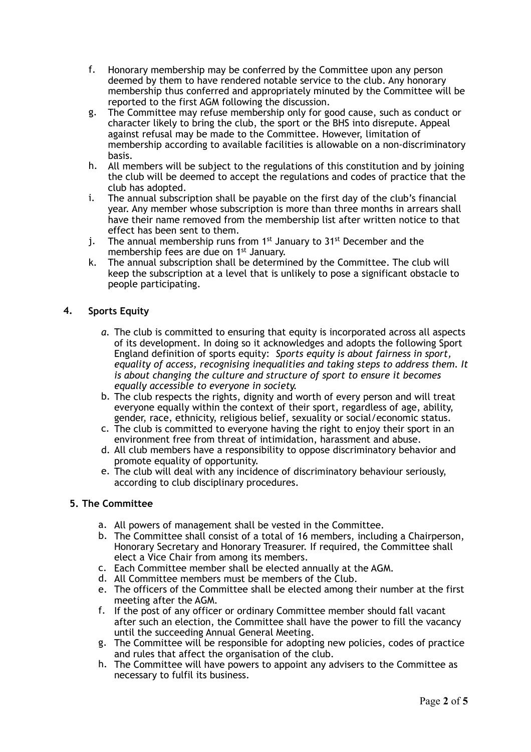f. Honorary membership may be conferred by the Committee upon any person deemed by them to have rendered notable service to the club. Any honorary membership thus conferred and appropriately minuted by the Committee will be reported to the first AGM following the discussion.
g. The Committee may refuse membership only for good cause, such as conduct or character likely to bring the club, the sport or the BHS into disrepute. Appeal against refusal may be made to the Committee. However, limitation of membership according to available facilities is allowable on a non-discriminatory basis.
h. All members will be subject to the regulations of this constitution and by joining the club will be deemed to accept the regulations and codes of practice that the club has adopted.
i. The annual subscription shall be payable on the first day of the club's financial year. Any member whose subscription is more than three months in arrears shall have their name removed from the membership list after written notice to that effect has been sent to them.
j. The annual membership runs from 1st January to 31st December and the membership fees are due on 1st January.
k. The annual subscription shall be determined by the Committee. The club will keep the subscription at a level that is unlikely to pose a significant obstacle to people participating.

## 4. Sports Equity

a. The club is committed to ensuring that equity is incorporated across all aspects of its development. In doing so it acknowledges and adopts the following Sport England definition of sports equity: *Sports equity is about fairness in sport, equality of access, recognising inequalities and taking steps to address them. It is about changing the culture and structure of sport to ensure it becomes equally accessible to everyone in society.*
b. The club respects the rights, dignity and worth of every person and will treat everyone equally within the context of their sport, regardless of age, ability, gender, race, ethnicity, religious belief, sexuality or social/economic status.
c. The club is committed to everyone having the right to enjoy their sport in an environment free from threat of intimidation, harassment and abuse.
d. All club members have a responsibility to oppose discriminatory behavior and promote equality of opportunity.
e. The club will deal with any incidence of discriminatory behaviour seriously, according to club disciplinary procedures.

## 5. The Committee

a. All powers of management shall be vested in the Committee.
b. The Committee shall consist of a total of 16 members, including a Chairperson, Honorary Secretary and Honorary Treasurer. If required, the Committee shall elect a Vice Chair from among its members.
c. Each Committee member shall be elected annually at the AGM.
d. All Committee members must be members of the Club.
e. The officers of the Committee shall be elected among their number at the first meeting after the AGM.
f. If the post of any officer or ordinary Committee member should fall vacant after such an election, the Committee shall have the power to fill the vacancy until the succeeding Annual General Meeting.
g. The Committee will be responsible for adopting new policies, codes of practice and rules that affect the organisation of the club.
h. The Committee will have powers to appoint any advisers to the Committee as necessary to fulfil its business.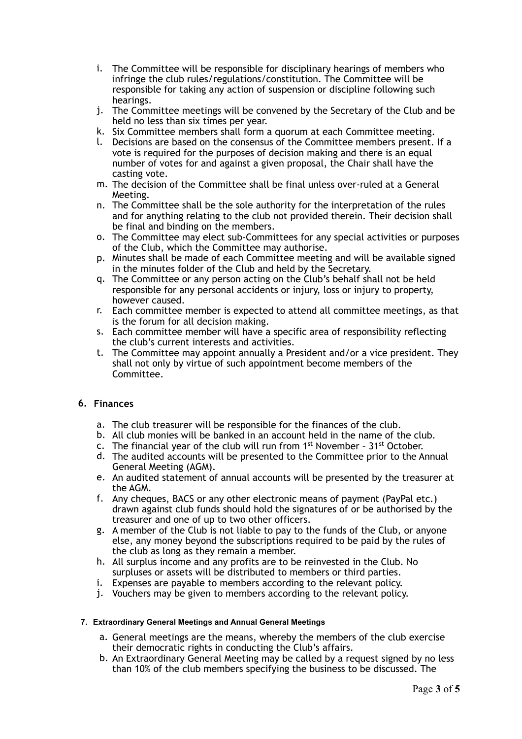i. The Committee will be responsible for disciplinary hearings of members who infringe the club rules/regulations/constitution. The Committee will be responsible for taking any action of suspension or discipline following such hearings.
j. The Committee meetings will be convened by the Secretary of the Club and be held no less than six times per year.
k. Six Committee members shall form a quorum at each Committee meeting.
l. Decisions are based on the consensus of the Committee members present. If a vote is required for the purposes of decision making and there is an equal number of votes for and against a given proposal, the Chair shall have the casting vote.
m. The decision of the Committee shall be final unless over-ruled at a General Meeting.
n. The Committee shall be the sole authority for the interpretation of the rules and for anything relating to the club not provided therein. Their decision shall be final and binding on the members.
o. The Committee may elect sub-Committees for any special activities or purposes of the Club, which the Committee may authorise.
p. Minutes shall be made of each Committee meeting and will be available signed in the minutes folder of the Club and held by the Secretary.
q. The Committee or any person acting on the Club's behalf shall not be held responsible for any personal accidents or injury, loss or injury to property, however caused.
r. Each committee member is expected to attend all committee meetings, as that is the forum for all decision making.
s. Each committee member will have a specific area of responsibility reflecting the club's current interests and activities.
t. The Committee may appoint annually a President and/or a vice president. They shall not only by virtue of such appointment become members of the Committee.

## 6. Finances

a. The club treasurer will be responsible for the finances of the club.
b. All club monies will be banked in an account held in the name of the club.
c. The financial year of the club will run from 1st November – 31st October.
d. The audited accounts will be presented to the Committee prior to the Annual General Meeting (AGM).
e. An audited statement of annual accounts will be presented by the treasurer at the AGM.
f. Any cheques, BACS or any other electronic means of payment (PayPal etc.) drawn against club funds should hold the signatures of or be authorised by the treasurer and one of up to two other officers.
g. A member of the Club is not liable to pay to the funds of the Club, or anyone else, any money beyond the subscriptions required to be paid by the rules of the club as long as they remain a member.
h. All surplus income and any profits are to be reinvested in the Club. No surpluses or assets will be distributed to members or third parties.
i. Expenses are payable to members according to the relevant policy.
j. Vouchers may be given to members according to the relevant policy.

## 7. Extraordinary General Meetings and Annual General Meetings

a. General meetings are the means, whereby the members of the club exercise their democratic rights in conducting the Club's affairs.
b. An Extraordinary General Meeting may be called by a request signed by no less than 10% of the club members specifying the business to be discussed. The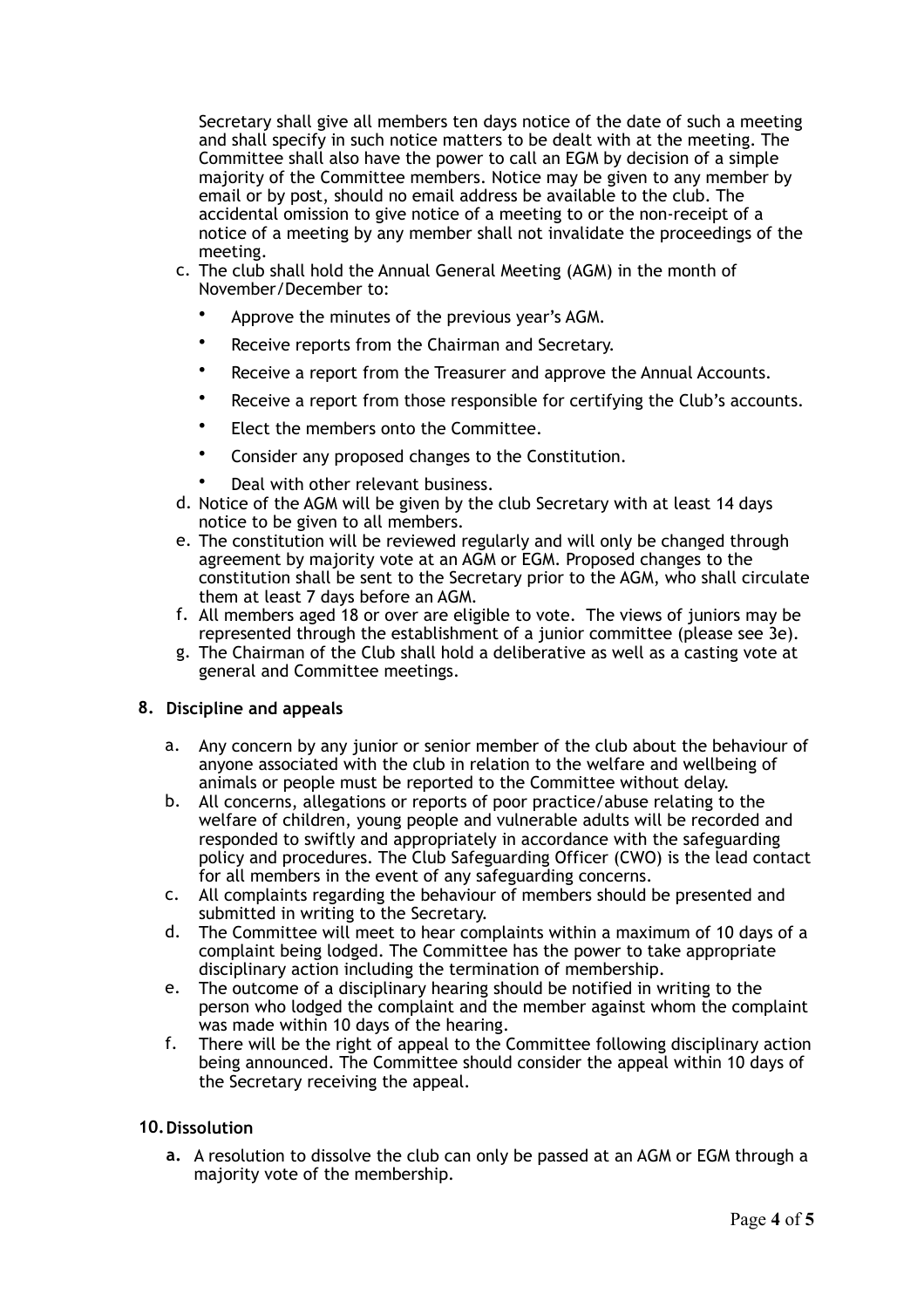Secretary shall give all members ten days notice of the date of such a meeting and shall specify in such notice matters to be dealt with at the meeting. The Committee shall also have the power to call an EGM by decision of a simple majority of the Committee members. Notice may be given to any member by email or by post, should no email address be available to the club. The accidental omission to give notice of a meeting to or the non-receipt of a notice of a meeting by any member shall not invalidate the proceedings of the meeting.

c. The club shall hold the Annual General Meeting (AGM) in the month of November/December to:
   - Approve the minutes of the previous year's AGM.
   - Receive reports from the Chairman and Secretary.
   - Receive a report from the Treasurer and approve the Annual Accounts.
   - Receive a report from those responsible for certifying the Club's accounts.
   - Elect the members onto the Committee.
   - Consider any proposed changes to the Constitution.
   - Deal with other relevant business.

d. Notice of the AGM will be given by the club Secretary with at least 14 days notice to be given to all members.

e. The constitution will be reviewed regularly and will only be changed through agreement by majority vote at an AGM or EGM. Proposed changes to the constitution shall be sent to the Secretary prior to the AGM, who shall circulate them at least 7 days before an AGM.

f. All members aged 18 or over are eligible to vote. The views of juniors may be represented through the establishment of a junior committee (please see 3e).

g. The Chairman of the Club shall hold a deliberative as well as a casting vote at general and Committee meetings.

## 8. Discipline and appeals

a. Any concern by any junior or senior member of the club about the behaviour of anyone associated with the club in relation to the welfare and wellbeing of animals or people must be reported to the Committee without delay.

b. All concerns, allegations or reports of poor practice/abuse relating to the welfare of children, young people and vulnerable adults will be recorded and responded to swiftly and appropriately in accordance with the safeguarding policy and procedures. The Club Safeguarding Officer (CWO) is the lead contact for all members in the event of any safeguarding concerns.

c. All complaints regarding the behaviour of members should be presented and submitted in writing to the Secretary.

d. The Committee will meet to hear complaints within a maximum of 10 days of a complaint being lodged. The Committee has the power to take appropriate disciplinary action including the termination of membership.

e. The outcome of a disciplinary hearing should be notified in writing to the person who lodged the complaint and the member against whom the complaint was made within 10 days of the hearing.

f. There will be the right of appeal to the Committee following disciplinary action being announced. The Committee should consider the appeal within 10 days of the Secretary receiving the appeal.

## 10. Dissolution

**a.** A resolution to dissolve the club can only be passed at an AGM or EGM through a majority vote of the membership.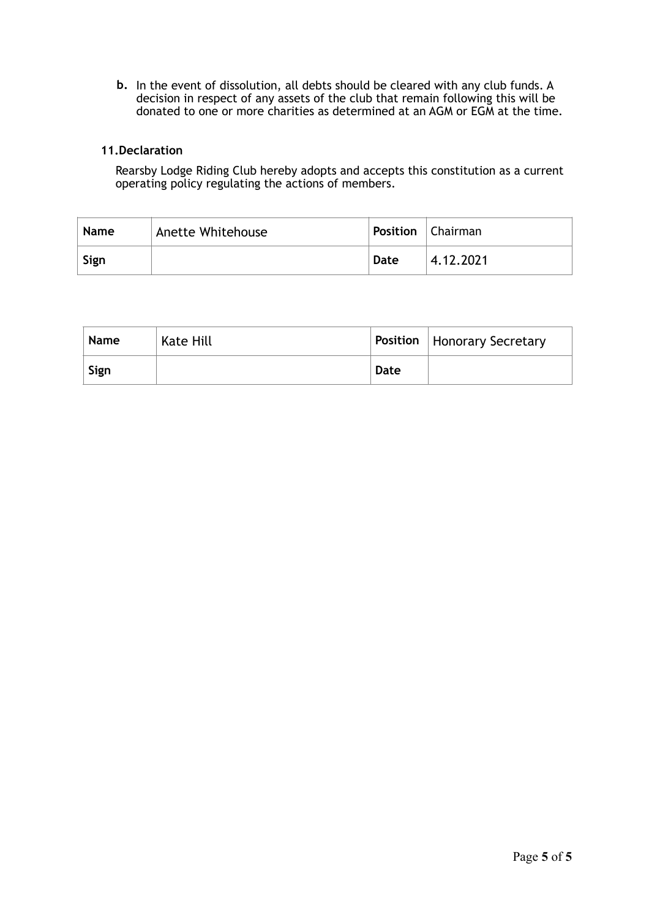b. In the event of dissolution, all debts should be cleared with any club funds. A decision in respect of any assets of the club that remain following this will be donated to one or more charities as determined at an AGM or EGM at the time.

### 11. Declaration

Rearsby Lodge Riding Club hereby adopts and accepts this constitution as a current operating policy regulating the actions of members.

| | | | |
|---|---|---|---|
| **Name** | Anette Whitehouse | **Position** | Chairman |
| **Sign** | | **Date** | 4.12.2021 |

| | | | |
|---|---|---|---|
| **Name** | Kate Hill | **Position** | Honorary Secretary |
| **Sign** | | **Date** | |